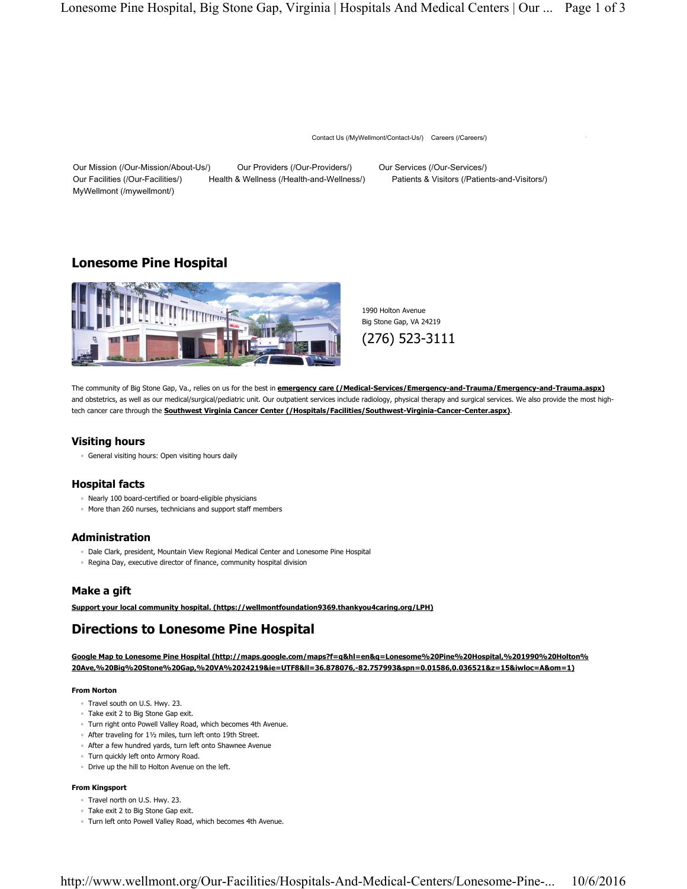Contact Us (/MyWellmont/Contact-Us/) Careers (/Careers/)

Our Mission (/Our-Mission/About-Us/) Our Providers (/Our-Providers/) Our Services (/Our-Services/)
Our Facilities (/Our-Facilities/) Health & Wellness (/Health-and-Wellness/) Patients & Visitors (/Patients-and-Visitors/)
MyWellmont (/mywellmont/)

## Lonesome Pine Hospital

1990 Holton Avenue
Big Stone Gap, VA 24219
(276) 523-3111

The community of Big Stone Gap, Va., relies on us for the best in **emergency care (/Medical-Services/Emergency-and-Trauma/Emergency-and-Trauma.aspx)** and obstetrics, as well as our medical/surgical/pediatric unit. Our outpatient services include radiology, physical therapy and surgical services. We also provide the most high-tech cancer care through the **Southwest Virginia Cancer Center (/Hospitals/Facilities/Southwest-Virginia-Cancer-Center.aspx)**.

### Visiting hours

- General visiting hours: Open visiting hours daily

### Hospital facts

- Nearly 100 board-certified or board-eligible physicians
- More than 260 nurses, technicians and support staff members

### Administration

- Dale Clark, president, Mountain View Regional Medical Center and Lonesome Pine Hospital
- Regina Day, executive director of finance, community hospital division

### Make a gift

**Support your local community hospital. (https://wellmontfoundation9369.thankyou4caring.org/LPH)**

## Directions to Lonesome Pine Hospital

**Google Map to Lonesome Pine Hospital (http://maps.google.com/maps?f=q&hl=en&q=Lonesome%20Pine%20Hospital,%201990%20Holton%20Ave,%20Big%20Stone%20Gap,%20VA%2024219&ie=UTF8&ll=36.878076,-82.757993&spn=0.01586,0.036521&z=15&iwloc=A&om=1)**

**From Norton**

- Travel south on U.S. Hwy. 23.
- Take exit 2 to Big Stone Gap exit.
- Turn right onto Powell Valley Road, which becomes 4th Avenue.
- After traveling for 1½ miles, turn left onto 19th Street.
- After a few hundred yards, turn left onto Shawnee Avenue
- Turn quickly left onto Armory Road.
- Drive up the hill to Holton Avenue on the left.

**From Kingsport**

- Travel north on U.S. Hwy. 23.
- Take exit 2 to Big Stone Gap exit.
- Turn left onto Powell Valley Road, which becomes 4th Avenue.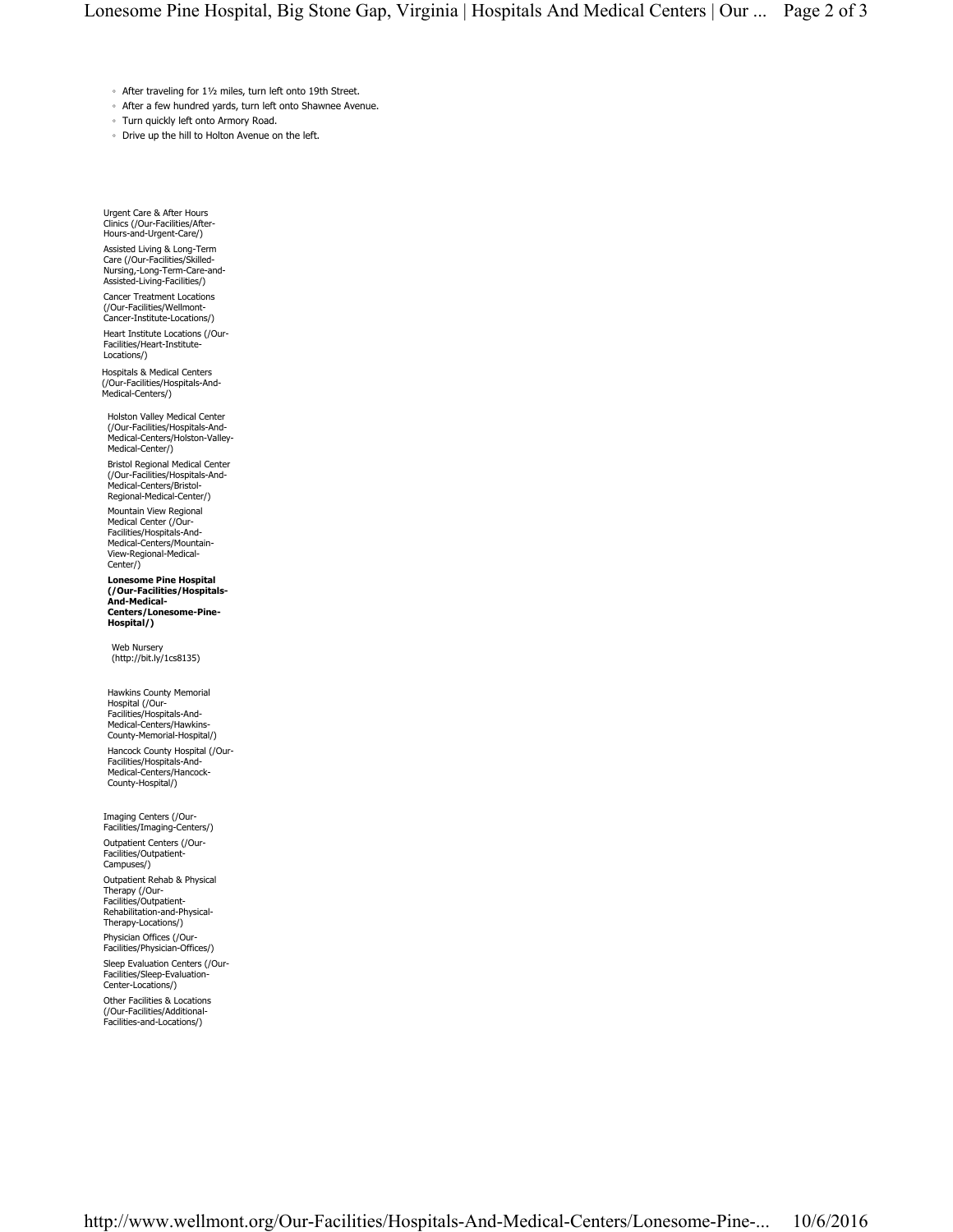- After traveling for 1½ miles, turn left onto 19th Street.
- After a few hundred yards, turn left onto Shawnee Avenue.
- Turn quickly left onto Armory Road.
- Drive up the hill to Holton Avenue on the left.

- Urgent Care & After Hours Clinics (/Our-Facilities/After-Hours-and-Urgent-Care/)
- Assisted Living & Long-Term Care (/Our-Facilities/Skilled-Nursing,-Long-Term-Care-and-Assisted-Living-Facilities/)
- Cancer Treatment Locations (/Our-Facilities/Wellmont-Cancer-Institute-Locations/)
- Heart Institute Locations (/Our-Facilities/Heart-Institute-Locations/)
- Hospitals & Medical Centers (/Our-Facilities/Hospitals-And-Medical-Centers/)
  - Holston Valley Medical Center (/Our-Facilities/Hospitals-And-Medical-Centers/Holston-Valley-Medical-Center/)
  - Bristol Regional Medical Center (/Our-Facilities/Hospitals-And-Medical-Centers/Bristol-Regional-Medical-Center/)
  - Mountain View Regional Medical Center (/Our-Facilities/Hospitals-And-Medical-Centers/Mountain-View-Regional-Medical-Center/)
  - **Lonesome Pine Hospital (/Our-Facilities/Hospitals-And-Medical-Centers/Lonesome-Pine-Hospital/)**
    - Web Nursery (http://bit.ly/1cs8135)
  - Hawkins County Memorial Hospital (/Our-Facilities/Hospitals-And-Medical-Centers/Hawkins-County-Memorial-Hospital/)
  - Hancock County Hospital (/Our-Facilities/Hospitals-And-Medical-Centers/Hancock-County-Hospital/)
- Imaging Centers (/Our-Facilities/Imaging-Centers/)
- Outpatient Centers (/Our-Facilities/Outpatient-Campuses/)
- Outpatient Rehab & Physical Therapy (/Our-Facilities/Outpatient-Rehabilitation-and-Physical-Therapy-Locations/)
- Physician Offices (/Our-Facilities/Physician-Offices/)
- Sleep Evaluation Centers (/Our-Facilities/Sleep-Evaluation-Center-Locations/)
- Other Facilities & Locations (/Our-Facilities/Additional-Facilities-and-Locations/)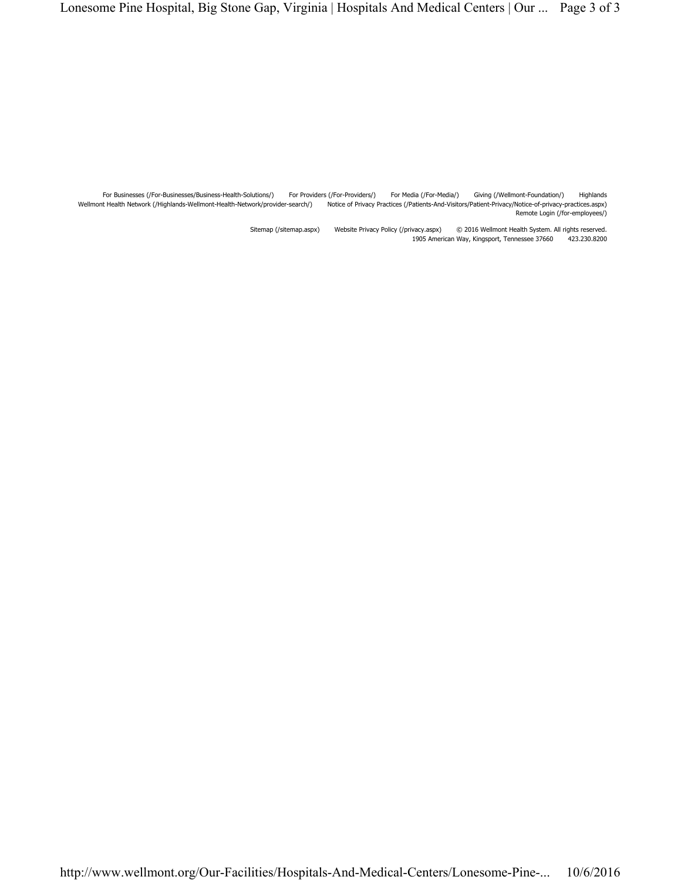For Businesses (/For-Businesses/Business-Health-Solutions/) For Providers (/For-Providers/) For Media (/For-Media/) Giving (/Wellmont-Foundation/) Highlands Wellmont Health Network (/Highlands-Wellmont-Health-Network/provider-search/) Notice of Privacy Practices (/Patients-And-Visitors/Patient-Privacy/Notice-of-privacy-practices.aspx) Remote Login (/for-employees/)

Sitemap (/sitemap.aspx) Website Privacy Policy (/privacy.aspx) © 2016 Wellmont Health System. All rights reserved.
1905 American Way, Kingsport, Tennessee 37660 423.230.8200